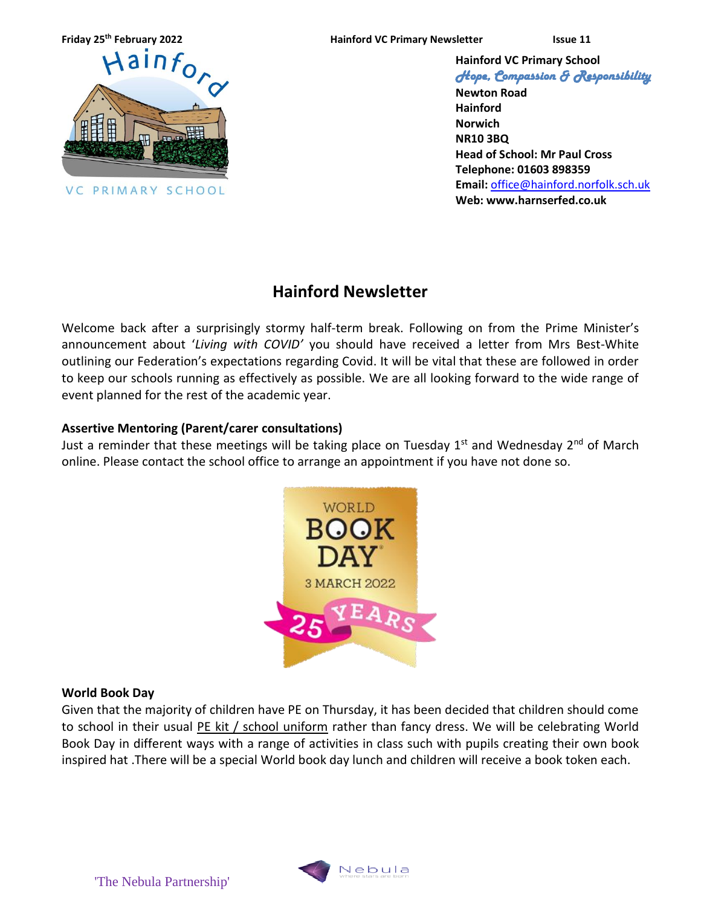Friday 25th February 2022 | Hainford VC Primary Newsletter | Issue 11

**Hainford VC Primary School**
*Hope, Compassion & Responsibility*
**Newton Road**
**Hainford**
**Norwich**
**NR10 3BQ**
**Head of School: Mr Paul Cross**
**Telephone: 01603 898359**
**Email:** office@hainford.norfolk.sch.uk
**Web: www.harnserfed.co.uk**

# Hainford Newsletter

Welcome back after a surprisingly stormy half-term break. Following on from the Prime Minister's announcement about '*Living with COVID'* you should have received a letter from Mrs Best-White outlining our Federation's expectations regarding Covid. It will be vital that these are followed in order to keep our schools running as effectively as possible. We are all looking forward to the wide range of event planned for the rest of the academic year.

**Assertive Mentoring (Parent/carer consultations)**

Just a reminder that these meetings will be taking place on Tuesday 1st and Wednesday 2nd of March online. Please contact the school office to arrange an appointment if you have not done so.

**World Book Day**

Given that the majority of children have PE on Thursday, it has been decided that children should come to school in their usual PE kit / school uniform rather than fancy dress. We will be celebrating World Book Day in different ways with a range of activities in class such with pupils creating their own book inspired hat .There will be a special World book day lunch and children will receive a book token each.

'The Nebula Partnership'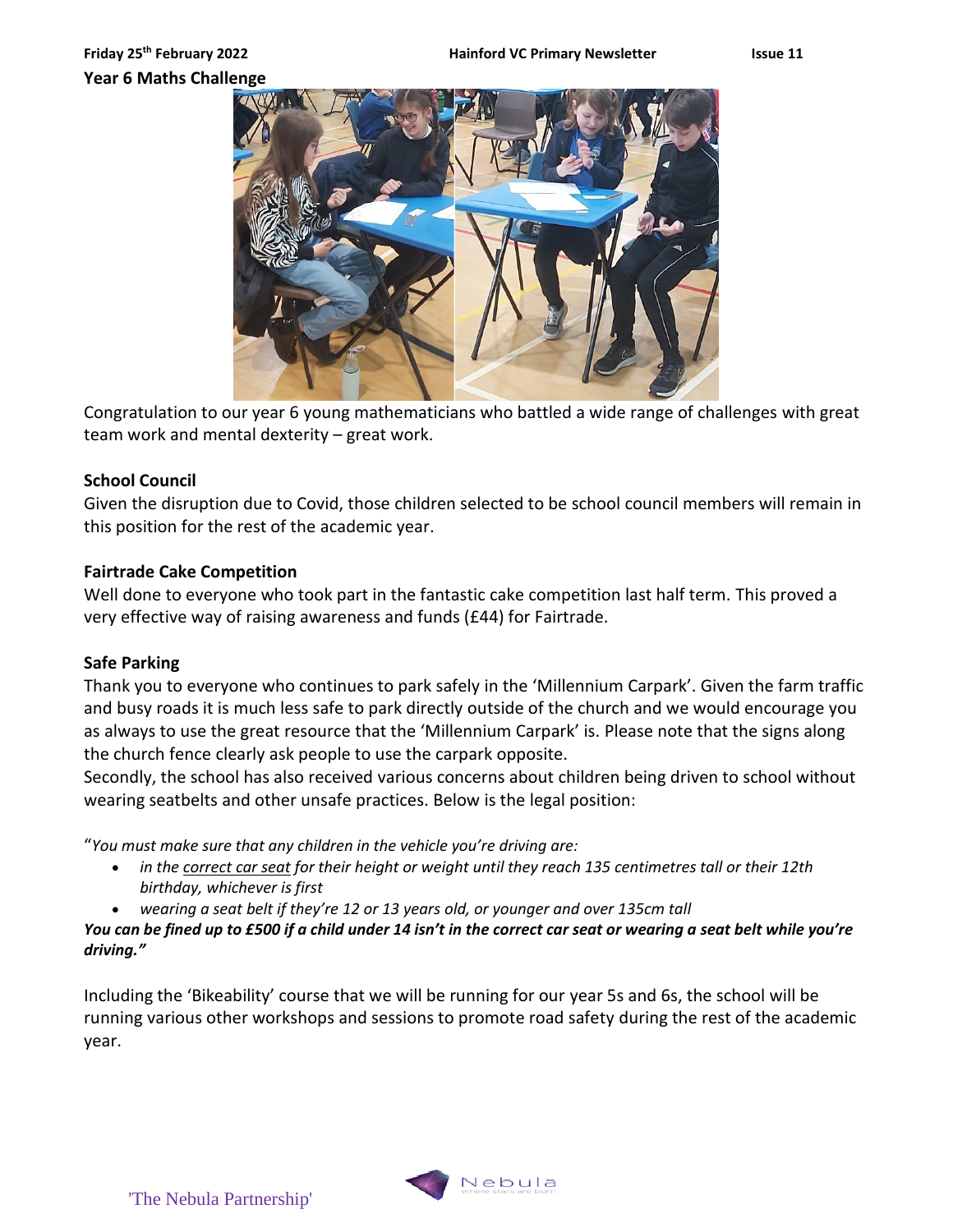## Year 6 Maths Challenge

Congratulation to our year 6 young mathematicians who battled a wide range of challenges with great team work and mental dexterity – great work.

## School Council

Given the disruption due to Covid, those children selected to be school council members will remain in this position for the rest of the academic year.

## Fairtrade Cake Competition

Well done to everyone who took part in the fantastic cake competition last half term. This proved a very effective way of raising awareness and funds (£44) for Fairtrade.

## Safe Parking

Thank you to everyone who continues to park safely in the 'Millennium Carpark'. Given the farm traffic and busy roads it is much less safe to park directly outside of the church and we would encourage you as always to use the great resource that the 'Millennium Carpark' is. Please note that the signs along the church fence clearly ask people to use the carpark opposite.

Secondly, the school has also received various concerns about children being driven to school without wearing seatbelts and other unsafe practices. Below is the legal position:

"*You must make sure that any children in the vehicle you're driving are:*

- *in the correct car seat for their height or weight until they reach 135 centimetres tall or their 12th birthday, whichever is first*
- *wearing a seat belt if they're 12 or 13 years old, or younger and over 135cm tall*

***You can be fined up to £500 if a child under 14 isn't in the correct car seat or wearing a seat belt while you're driving."***

Including the 'Bikeability' course that we will be running for our year 5s and 6s, the school will be running various other workshops and sessions to promote road safety during the rest of the academic year.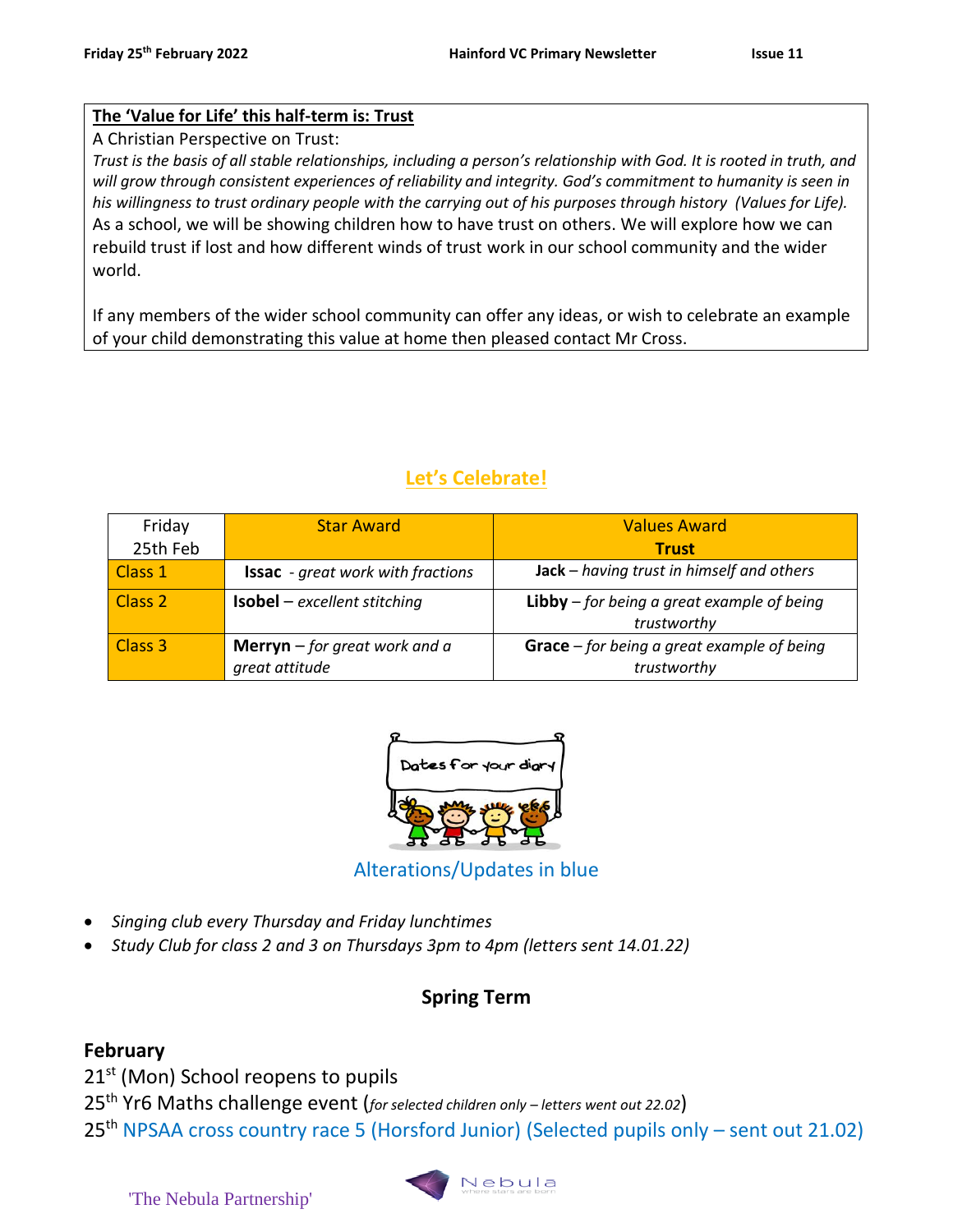**The 'Value for Life' this half-term is: Trust**

A Christian Perspective on Trust:

*Trust is the basis of all stable relationships, including a person's relationship with God. It is rooted in truth, and will grow through consistent experiences of reliability and integrity. God's commitment to humanity is seen in his willingness to trust ordinary people with the carrying out of his purposes through history (Values for Life).*

As a school, we will be showing children how to have trust on others. We will explore how we can rebuild trust if lost and how different winds of trust work in our school community and the wider world.

If any members of the wider school community can offer any ideas, or wish to celebrate an example of your child demonstrating this value at home then pleased contact Mr Cross.

## Let's Celebrate!

| Friday 25th Feb | Star Award | Values Award **Trust** |
|---|---|---|
| Class 1 | **Issac** - *great work with fractions* | **Jack** – *having trust in himself and others* |
| Class 2 | **Isobel** – *excellent stitching* | **Libby** – *for being a great example of being trustworthy* |
| Class 3 | **Merryn** – *for great work and a great attitude* | **Grace** – *for being a great example of being trustworthy* |

Dates for your diary

Alterations/Updates in blue

- *Singing club every Thursday and Friday lunchtimes*
- *Study Club for class 2 and 3 on Thursdays 3pm to 4pm (letters sent 14.01.22)*

## Spring Term

### February

21st (Mon) School reopens to pupils

25th Yr6 Maths challenge event (*for selected children only – letters went out 22.02*)

25th NPSAA cross country race 5 (Horsford Junior) (Selected pupils only – sent out 21.02)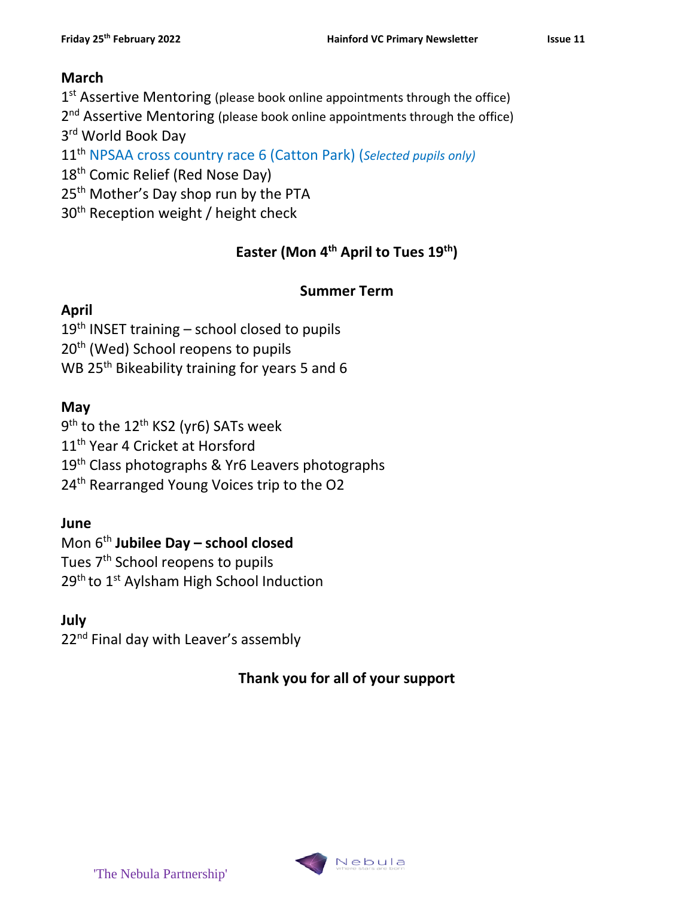## March

1st Assertive Mentoring (please book online appointments through the office)
2nd Assertive Mentoring (please book online appointments through the office)
3rd World Book Day
11th NPSAA cross country race 6 (Catton Park) (*Selected pupils only)*
18th Comic Relief (Red Nose Day)
25th Mother's Day shop run by the PTA
30th Reception weight / height check

### Easter (Mon 4th April to Tues 19th)

### Summer Term

## April

19th INSET training – school closed to pupils
20th (Wed) School reopens to pupils
WB 25th Bikeability training for years 5 and 6

## May

9th to the 12th KS2 (yr6) SATs week
11th Year 4 Cricket at Horsford
19th Class photographs & Yr6 Leavers photographs
24th Rearranged Young Voices trip to the O2

## June

Mon 6th **Jubilee Day – school closed**
Tues 7th School reopens to pupils
29th to 1st Aylsham High School Induction

## July

22nd Final day with Leaver's assembly

### Thank you for all of your support